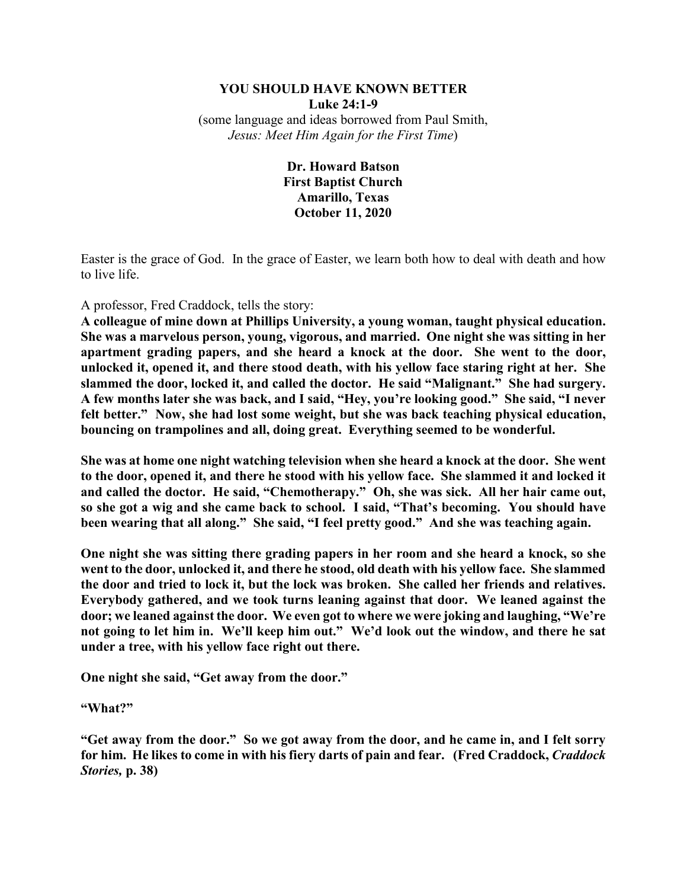# YOU SHOULD HAVE KNOWN BETTER

**Luke 24:1-9**

(some language and ideas borrowed from Paul Smith, *Jesus: Meet Him Again for the First Time*)

**Dr. Howard Batson**
**First Baptist Church**
**Amarillo, Texas**
**October 11, 2020**

Easter is the grace of God. In the grace of Easter, we learn both how to deal with death and how to live life.

A professor, Fred Craddock, tells the story:

**A colleague of mine down at Phillips University, a young woman, taught physical education. She was a marvelous person, young, vigorous, and married. One night she was sitting in her apartment grading papers, and she heard a knock at the door. She went to the door, unlocked it, opened it, and there stood death, with his yellow face staring right at her. She slammed the door, locked it, and called the doctor. He said "Malignant." She had surgery. A few months later she was back, and I said, "Hey, you're looking good." She said, "I never felt better." Now, she had lost some weight, but she was back teaching physical education, bouncing on trampolines and all, doing great. Everything seemed to be wonderful.**

**She was at home one night watching television when she heard a knock at the door. She went to the door, opened it, and there he stood with his yellow face. She slammed it and locked it and called the doctor. He said, "Chemotherapy." Oh, she was sick. All her hair came out, so she got a wig and she came back to school. I said, "That's becoming. You should have been wearing that all along." She said, "I feel pretty good." And she was teaching again.**

**One night she was sitting there grading papers in her room and she heard a knock, so she went to the door, unlocked it, and there he stood, old death with his yellow face. She slammed the door and tried to lock it, but the lock was broken. She called her friends and relatives. Everybody gathered, and we took turns leaning against that door. We leaned against the door; we leaned against the door. We even got to where we were joking and laughing, "We're not going to let him in. We'll keep him out." We'd look out the window, and there he sat under a tree, with his yellow face right out there.**

**One night she said, "Get away from the door."**

**"What?"**

**"Get away from the door." So we got away from the door, and he came in, and I felt sorry for him. He likes to come in with his fiery darts of pain and fear. (Fred Craddock, *Craddock Stories,* p. 38)**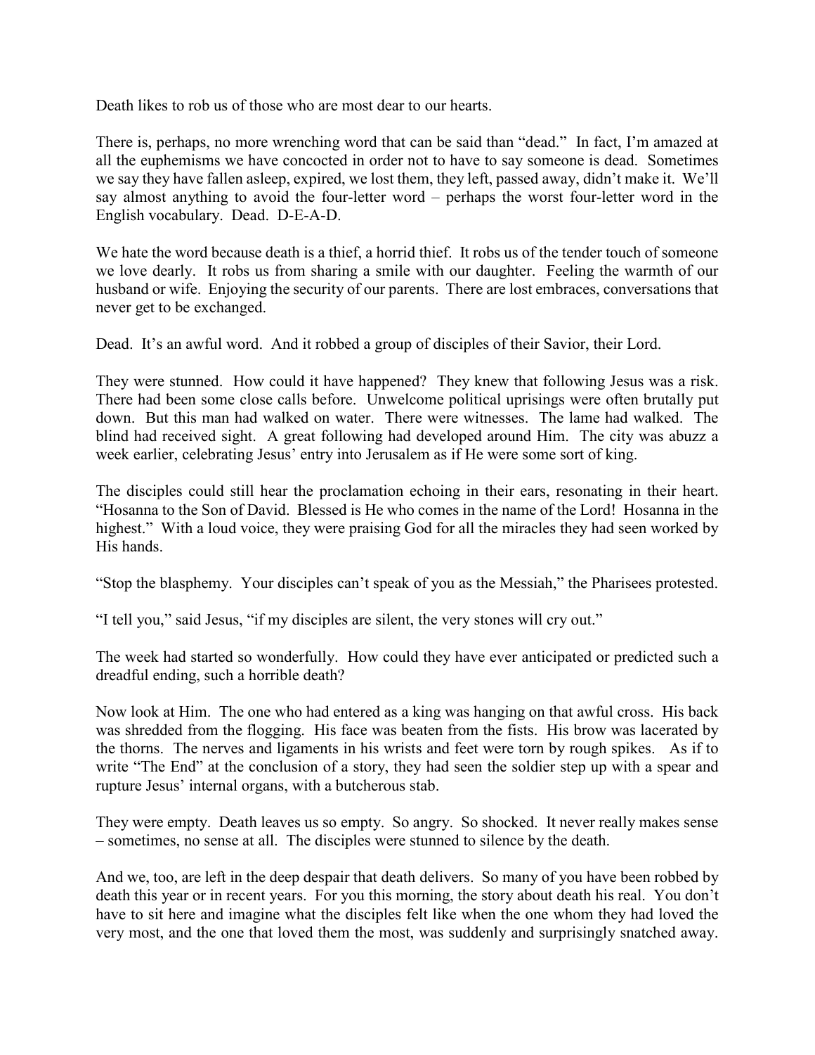Death likes to rob us of those who are most dear to our hearts.

There is, perhaps, no more wrenching word that can be said than "dead." In fact, I'm amazed at all the euphemisms we have concocted in order not to have to say someone is dead. Sometimes we say they have fallen asleep, expired, we lost them, they left, passed away, didn't make it. We'll say almost anything to avoid the four-letter word – perhaps the worst four-letter word in the English vocabulary. Dead. D-E-A-D.

We hate the word because death is a thief, a horrid thief. It robs us of the tender touch of someone we love dearly. It robs us from sharing a smile with our daughter. Feeling the warmth of our husband or wife. Enjoying the security of our parents. There are lost embraces, conversations that never get to be exchanged.

Dead. It's an awful word. And it robbed a group of disciples of their Savior, their Lord.

They were stunned. How could it have happened? They knew that following Jesus was a risk. There had been some close calls before. Unwelcome political uprisings were often brutally put down. But this man had walked on water. There were witnesses. The lame had walked. The blind had received sight. A great following had developed around Him. The city was abuzz a week earlier, celebrating Jesus' entry into Jerusalem as if He were some sort of king.

The disciples could still hear the proclamation echoing in their ears, resonating in their heart. "Hosanna to the Son of David. Blessed is He who comes in the name of the Lord! Hosanna in the highest." With a loud voice, they were praising God for all the miracles they had seen worked by His hands.

"Stop the blasphemy. Your disciples can't speak of you as the Messiah," the Pharisees protested.

"I tell you," said Jesus, "if my disciples are silent, the very stones will cry out."

The week had started so wonderfully. How could they have ever anticipated or predicted such a dreadful ending, such a horrible death?

Now look at Him. The one who had entered as a king was hanging on that awful cross. His back was shredded from the flogging. His face was beaten from the fists. His brow was lacerated by the thorns. The nerves and ligaments in his wrists and feet were torn by rough spikes. As if to write "The End" at the conclusion of a story, they had seen the soldier step up with a spear and rupture Jesus' internal organs, with a butcherous stab.

They were empty. Death leaves us so empty. So angry. So shocked. It never really makes sense – sometimes, no sense at all. The disciples were stunned to silence by the death.

And we, too, are left in the deep despair that death delivers. So many of you have been robbed by death this year or in recent years. For you this morning, the story about death his real. You don't have to sit here and imagine what the disciples felt like when the one whom they had loved the very most, and the one that loved them the most, was suddenly and surprisingly snatched away.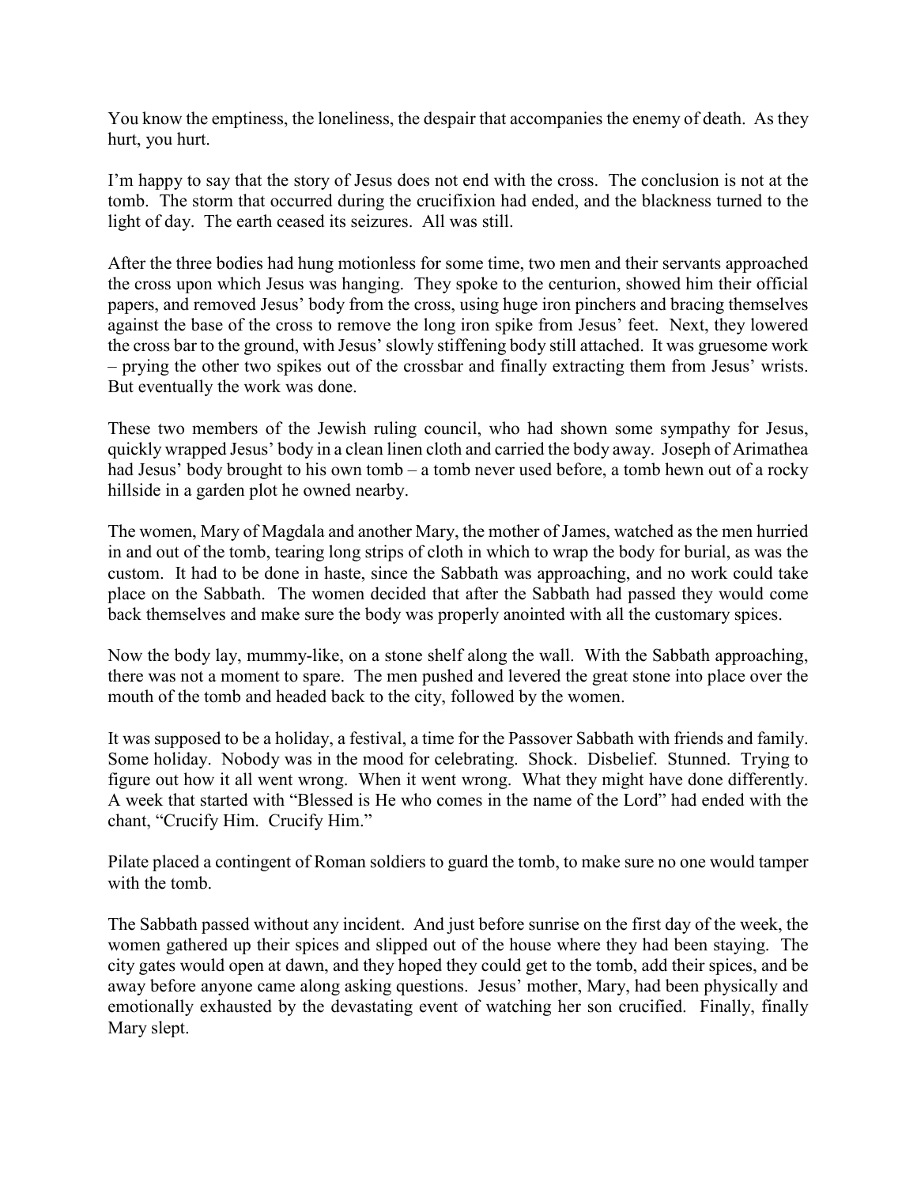You know the emptiness, the loneliness, the despair that accompanies the enemy of death. As they hurt, you hurt.

I'm happy to say that the story of Jesus does not end with the cross. The conclusion is not at the tomb. The storm that occurred during the crucifixion had ended, and the blackness turned to the light of day. The earth ceased its seizures. All was still.

After the three bodies had hung motionless for some time, two men and their servants approached the cross upon which Jesus was hanging. They spoke to the centurion, showed him their official papers, and removed Jesus' body from the cross, using huge iron pinchers and bracing themselves against the base of the cross to remove the long iron spike from Jesus' feet. Next, they lowered the cross bar to the ground, with Jesus' slowly stiffening body still attached. It was gruesome work – prying the other two spikes out of the crossbar and finally extracting them from Jesus' wrists. But eventually the work was done.

These two members of the Jewish ruling council, who had shown some sympathy for Jesus, quickly wrapped Jesus' body in a clean linen cloth and carried the body away. Joseph of Arimathea had Jesus' body brought to his own tomb – a tomb never used before, a tomb hewn out of a rocky hillside in a garden plot he owned nearby.

The women, Mary of Magdala and another Mary, the mother of James, watched as the men hurried in and out of the tomb, tearing long strips of cloth in which to wrap the body for burial, as was the custom. It had to be done in haste, since the Sabbath was approaching, and no work could take place on the Sabbath. The women decided that after the Sabbath had passed they would come back themselves and make sure the body was properly anointed with all the customary spices.

Now the body lay, mummy-like, on a stone shelf along the wall. With the Sabbath approaching, there was not a moment to spare. The men pushed and levered the great stone into place over the mouth of the tomb and headed back to the city, followed by the women.

It was supposed to be a holiday, a festival, a time for the Passover Sabbath with friends and family. Some holiday. Nobody was in the mood for celebrating. Shock. Disbelief. Stunned. Trying to figure out how it all went wrong. When it went wrong. What they might have done differently. A week that started with "Blessed is He who comes in the name of the Lord" had ended with the chant, "Crucify Him. Crucify Him."

Pilate placed a contingent of Roman soldiers to guard the tomb, to make sure no one would tamper with the tomb.

The Sabbath passed without any incident. And just before sunrise on the first day of the week, the women gathered up their spices and slipped out of the house where they had been staying. The city gates would open at dawn, and they hoped they could get to the tomb, add their spices, and be away before anyone came along asking questions. Jesus' mother, Mary, had been physically and emotionally exhausted by the devastating event of watching her son crucified. Finally, finally Mary slept.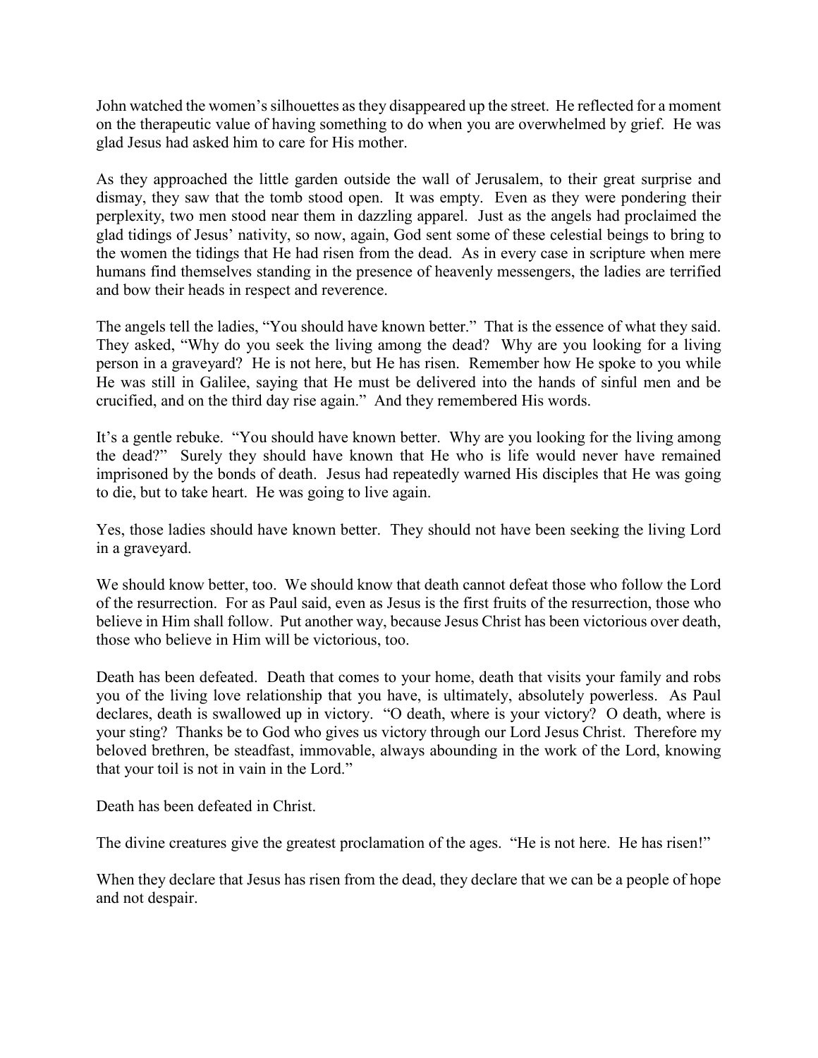John watched the women's silhouettes as they disappeared up the street. He reflected for a moment on the therapeutic value of having something to do when you are overwhelmed by grief. He was glad Jesus had asked him to care for His mother.

As they approached the little garden outside the wall of Jerusalem, to their great surprise and dismay, they saw that the tomb stood open. It was empty. Even as they were pondering their perplexity, two men stood near them in dazzling apparel. Just as the angels had proclaimed the glad tidings of Jesus' nativity, so now, again, God sent some of these celestial beings to bring to the women the tidings that He had risen from the dead. As in every case in scripture when mere humans find themselves standing in the presence of heavenly messengers, the ladies are terrified and bow their heads in respect and reverence.

The angels tell the ladies, "You should have known better." That is the essence of what they said. They asked, "Why do you seek the living among the dead? Why are you looking for a living person in a graveyard? He is not here, but He has risen. Remember how He spoke to you while He was still in Galilee, saying that He must be delivered into the hands of sinful men and be crucified, and on the third day rise again." And they remembered His words.

It's a gentle rebuke. "You should have known better. Why are you looking for the living among the dead?" Surely they should have known that He who is life would never have remained imprisoned by the bonds of death. Jesus had repeatedly warned His disciples that He was going to die, but to take heart. He was going to live again.

Yes, those ladies should have known better. They should not have been seeking the living Lord in a graveyard.

We should know better, too. We should know that death cannot defeat those who follow the Lord of the resurrection. For as Paul said, even as Jesus is the first fruits of the resurrection, those who believe in Him shall follow. Put another way, because Jesus Christ has been victorious over death, those who believe in Him will be victorious, too.

Death has been defeated. Death that comes to your home, death that visits your family and robs you of the living love relationship that you have, is ultimately, absolutely powerless. As Paul declares, death is swallowed up in victory. "O death, where is your victory? O death, where is your sting? Thanks be to God who gives us victory through our Lord Jesus Christ. Therefore my beloved brethren, be steadfast, immovable, always abounding in the work of the Lord, knowing that your toil is not in vain in the Lord."

Death has been defeated in Christ.

The divine creatures give the greatest proclamation of the ages. "He is not here. He has risen!"

When they declare that Jesus has risen from the dead, they declare that we can be a people of hope and not despair.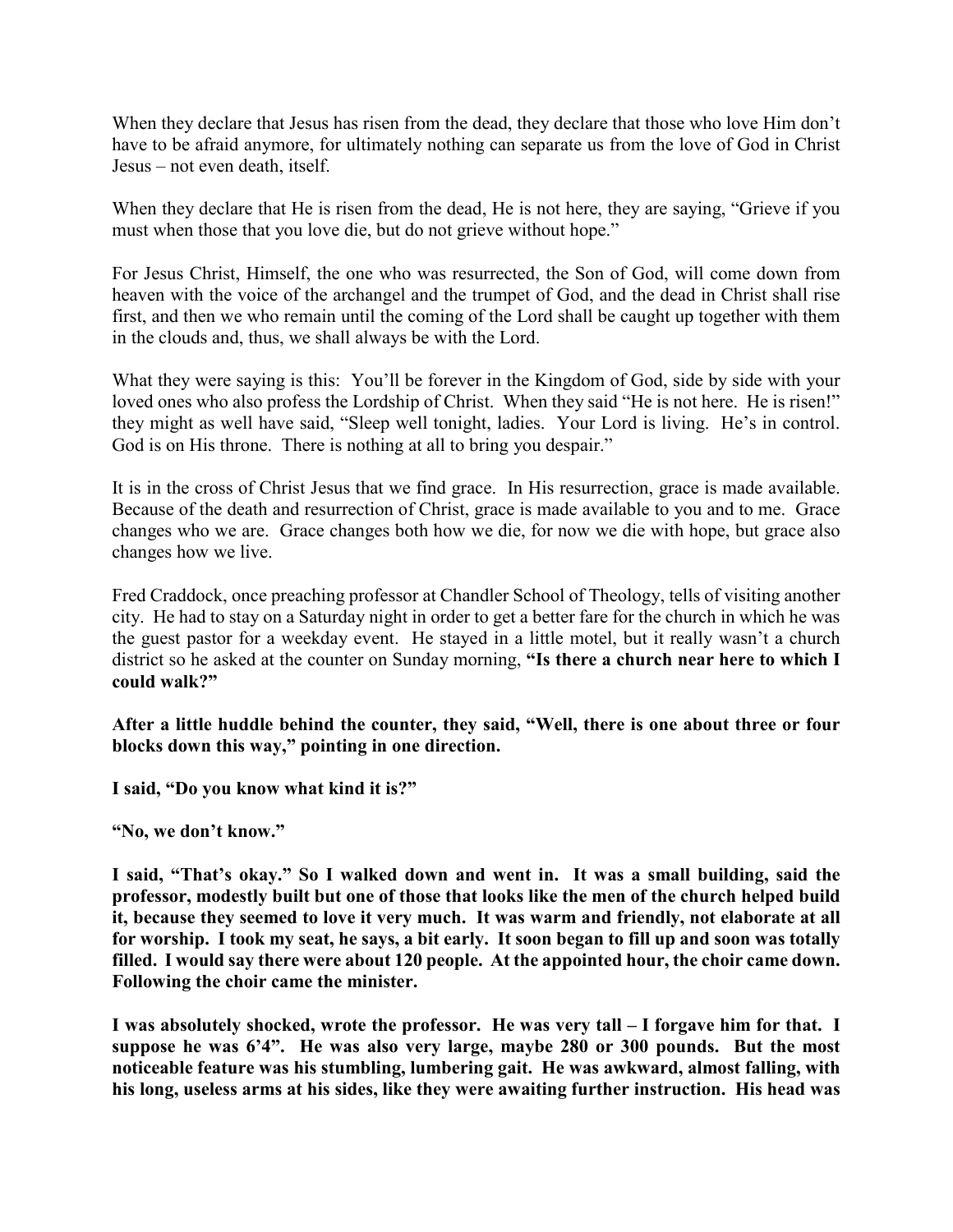When they declare that Jesus has risen from the dead, they declare that those who love Him don't have to be afraid anymore, for ultimately nothing can separate us from the love of God in Christ Jesus – not even death, itself.

When they declare that He is risen from the dead, He is not here, they are saying, "Grieve if you must when those that you love die, but do not grieve without hope."

For Jesus Christ, Himself, the one who was resurrected, the Son of God, will come down from heaven with the voice of the archangel and the trumpet of God, and the dead in Christ shall rise first, and then we who remain until the coming of the Lord shall be caught up together with them in the clouds and, thus, we shall always be with the Lord.

What they were saying is this: You'll be forever in the Kingdom of God, side by side with your loved ones who also profess the Lordship of Christ. When they said "He is not here. He is risen!" they might as well have said, "Sleep well tonight, ladies. Your Lord is living. He's in control. God is on His throne. There is nothing at all to bring you despair."

It is in the cross of Christ Jesus that we find grace. In His resurrection, grace is made available. Because of the death and resurrection of Christ, grace is made available to you and to me. Grace changes who we are. Grace changes both how we die, for now we die with hope, but grace also changes how we live.

Fred Craddock, once preaching professor at Chandler School of Theology, tells of visiting another city. He had to stay on a Saturday night in order to get a better fare for the church in which he was the guest pastor for a weekday event. He stayed in a little motel, but it really wasn't a church district so he asked at the counter on Sunday morning, **"Is there a church near here to which I could walk?"**

**After a little huddle behind the counter, they said, "Well, there is one about three or four blocks down this way," pointing in one direction.**

**I said, "Do you know what kind it is?"**

**"No, we don't know."**

**I said, "That's okay." So I walked down and went in. It was a small building, said the professor, modestly built but one of those that looks like the men of the church helped build it, because they seemed to love it very much. It was warm and friendly, not elaborate at all for worship. I took my seat, he says, a bit early. It soon began to fill up and soon was totally filled. I would say there were about 120 people. At the appointed hour, the choir came down. Following the choir came the minister.**

**I was absolutely shocked, wrote the professor. He was very tall – I forgave him for that. I suppose he was 6'4". He was also very large, maybe 280 or 300 pounds. But the most noticeable feature was his stumbling, lumbering gait. He was awkward, almost falling, with his long, useless arms at his sides, like they were awaiting further instruction. His head was**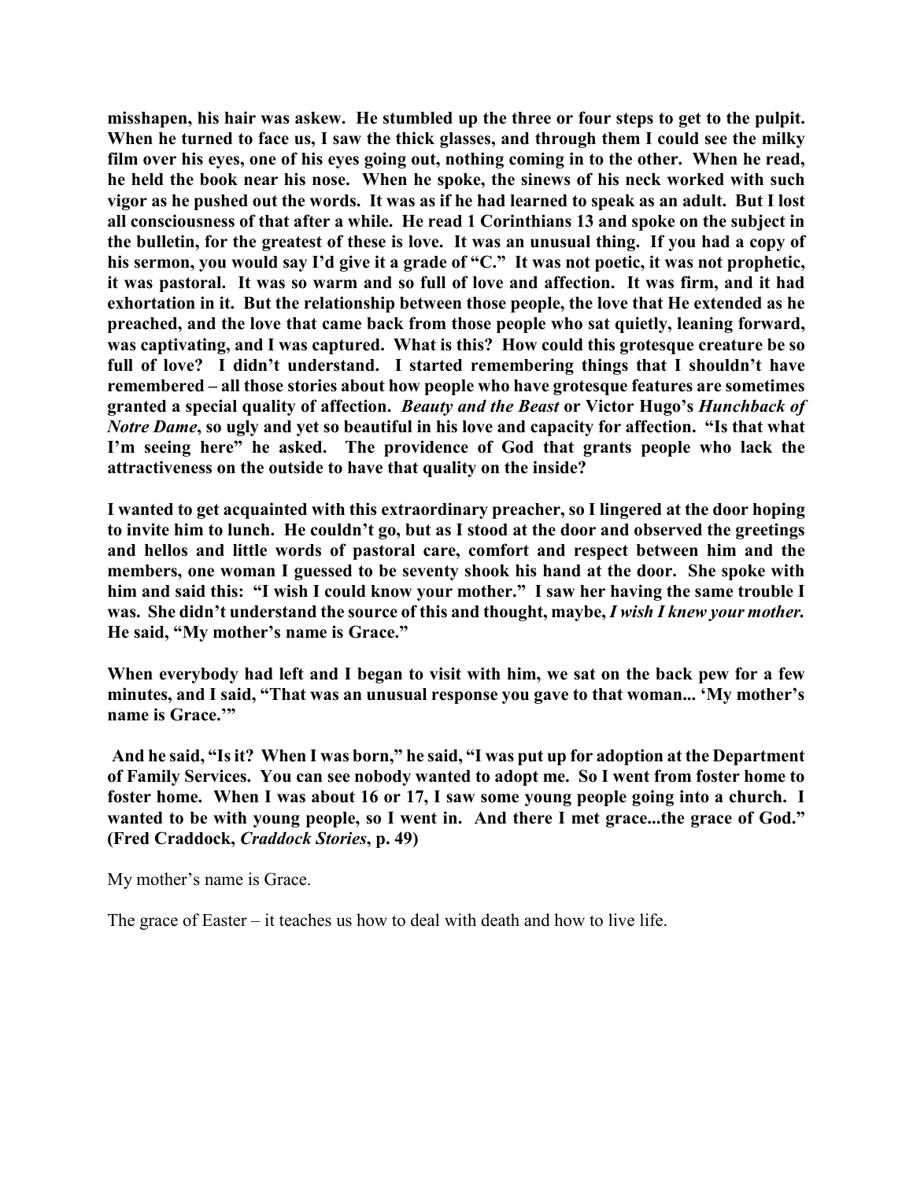**misshapen, his hair was askew. He stumbled up the three or four steps to get to the pulpit. When he turned to face us, I saw the thick glasses, and through them I could see the milky film over his eyes, one of his eyes going out, nothing coming in to the other. When he read, he held the book near his nose. When he spoke, the sinews of his neck worked with such vigor as he pushed out the words. It was as if he had learned to speak as an adult. But I lost all consciousness of that after a while. He read 1 Corinthians 13 and spoke on the subject in the bulletin, for the greatest of these is love. It was an unusual thing. If you had a copy of his sermon, you would say I'd give it a grade of "C." It was not poetic, it was not prophetic, it was pastoral. It was so warm and so full of love and affection. It was firm, and it had exhortation in it. But the relationship between those people, the love that He extended as he preached, and the love that came back from those people who sat quietly, leaning forward, was captivating, and I was captured. What is this? How could this grotesque creature be so full of love? I didn't understand. I started remembering things that I shouldn't have remembered – all those stories about how people who have grotesque features are sometimes granted a special quality of affection. *Beauty and the Beast* or Victor Hugo's *Hunchback of Notre Dame*, so ugly and yet so beautiful in his love and capacity for affection. "Is that what I'm seeing here" he asked. The providence of God that grants people who lack the attractiveness on the outside to have that quality on the inside?**

**I wanted to get acquainted with this extraordinary preacher, so I lingered at the door hoping to invite him to lunch. He couldn't go, but as I stood at the door and observed the greetings and hellos and little words of pastoral care, comfort and respect between him and the members, one woman I guessed to be seventy shook his hand at the door. She spoke with him and said this: "I wish I could know your mother." I saw her having the same trouble I was. She didn't understand the source of this and thought, maybe, *I wish I knew your mother.* He said, "My mother's name is Grace."**

**When everybody had left and I began to visit with him, we sat on the back pew for a few minutes, and I said, "That was an unusual response you gave to that woman... 'My mother's name is Grace.'"**

**And he said, "Is it? When I was born," he said, "I was put up for adoption at the Department of Family Services. You can see nobody wanted to adopt me. So I went from foster home to foster home. When I was about 16 or 17, I saw some young people going into a church. I wanted to be with young people, so I went in. And there I met grace...the grace of God." (Fred Craddock, *Craddock Stories*, p. 49)**

My mother's name is Grace.

The grace of Easter – it teaches us how to deal with death and how to live life.